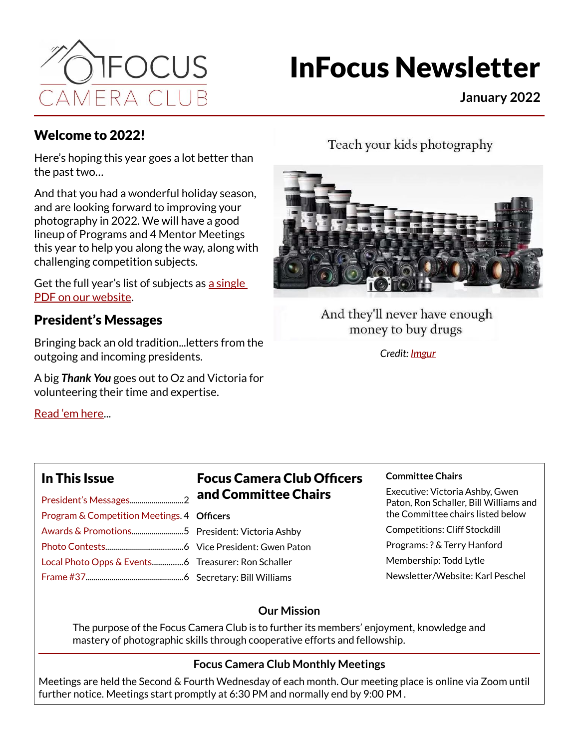# InFocus Newsletter

**January 2022**

## Welcome to 2022!

Here's hoping this year goes a lot better than the past two…

And that you had a wonderful holiday season, and are looking forward to improving your photography in 2022. We will have a good lineup of Programs and 4 Mentor Meetings this year to help you along the way, along with challenging competition subjects.

Get the full year's list of subjects as a single PDF on our website.

## President's Messages

Bringing back an old tradition...letters from the outgoing and incoming presidents.

A big ***Thank You*** goes out to Oz and Victoria for volunteering their time and expertise.

Read 'em here...

Teach your kids photography

And they'll never have enough money to buy drugs

*Credit: Imgur*

## In This Issue

- President's Messages........................2
- Program & Competition Meetings. 4
- Awards & Promotions........................5
- Photo Contests.....................................6
- Local Photo Opps & Events..............6
- Frame #37..............................................6

## Focus Camera Club Officers and Committee Chairs

**Officers**

President: Victoria Ashby

Vice President: Gwen Paton

Treasurer: Ron Schaller

Secretary: Bill Williams

**Committee Chairs**

Executive: Victoria Ashby, Gwen Paton, Ron Schaller, Bill Williams and the Committee chairs listed below

Competitions: Cliff Stockdill

Programs: ? & Terry Hanford

Membership: Todd Lytle

Newsletter/Website: Karl Peschel

**Our Mission**

The purpose of the Focus Camera Club is to further its members' enjoyment, knowledge and mastery of photographic skills through cooperative efforts and fellowship.

**Focus Camera Club Monthly Meetings**

Meetings are held the Second & Fourth Wednesday of each month. Our meeting place is online via Zoom until further notice. Meetings start promptly at 6:30 PM and normally end by 9:00 PM .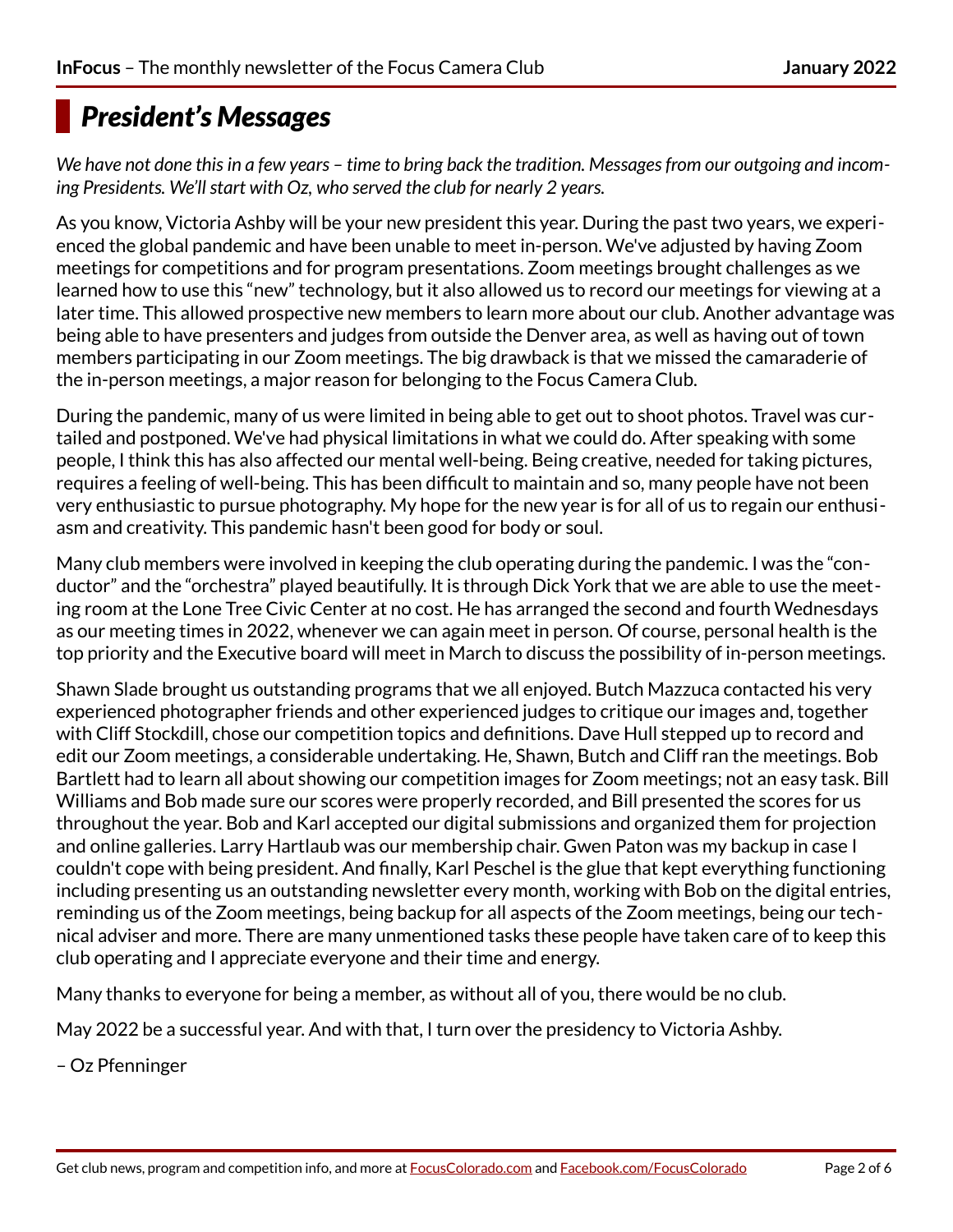# *President's Messages*

*We have not done this in a few years – time to bring back the tradition. Messages from our outgoing and incoming Presidents. We'll start with Oz, who served the club for nearly 2 years.*

As you know, Victoria Ashby will be your new president this year. During the past two years, we experienced the global pandemic and have been unable to meet in-person. We've adjusted by having Zoom meetings for competitions and for program presentations. Zoom meetings brought challenges as we learned how to use this "new" technology, but it also allowed us to record our meetings for viewing at a later time. This allowed prospective new members to learn more about our club. Another advantage was being able to have presenters and judges from outside the Denver area, as well as having out of town members participating in our Zoom meetings. The big drawback is that we missed the camaraderie of the in-person meetings, a major reason for belonging to the Focus Camera Club.

During the pandemic, many of us were limited in being able to get out to shoot photos. Travel was curtailed and postponed. We've had physical limitations in what we could do. After speaking with some people, I think this has also affected our mental well-being. Being creative, needed for taking pictures, requires a feeling of well-being. This has been difficult to maintain and so, many people have not been very enthusiastic to pursue photography. My hope for the new year is for all of us to regain our enthusiasm and creativity. This pandemic hasn't been good for body or soul.

Many club members were involved in keeping the club operating during the pandemic. I was the "conductor" and the "orchestra" played beautifully. It is through Dick York that we are able to use the meeting room at the Lone Tree Civic Center at no cost. He has arranged the second and fourth Wednesdays as our meeting times in 2022, whenever we can again meet in person. Of course, personal health is the top priority and the Executive board will meet in March to discuss the possibility of in-person meetings.

Shawn Slade brought us outstanding programs that we all enjoyed. Butch Mazzuca contacted his very experienced photographer friends and other experienced judges to critique our images and, together with Cliff Stockdill, chose our competition topics and definitions. Dave Hull stepped up to record and edit our Zoom meetings, a considerable undertaking. He, Shawn, Butch and Cliff ran the meetings. Bob Bartlett had to learn all about showing our competition images for Zoom meetings; not an easy task. Bill Williams and Bob made sure our scores were properly recorded, and Bill presented the scores for us throughout the year. Bob and Karl accepted our digital submissions and organized them for projection and online galleries. Larry Hartlaub was our membership chair. Gwen Paton was my backup in case I couldn't cope with being president. And finally, Karl Peschel is the glue that kept everything functioning including presenting us an outstanding newsletter every month, working with Bob on the digital entries, reminding us of the Zoom meetings, being backup for all aspects of the Zoom meetings, being our technical adviser and more. There are many unmentioned tasks these people have taken care of to keep this club operating and I appreciate everyone and their time and energy.

Many thanks to everyone for being a member, as without all of you, there would be no club.

May 2022 be a successful year. And with that, I turn over the presidency to Victoria Ashby.

– Oz Pfenninger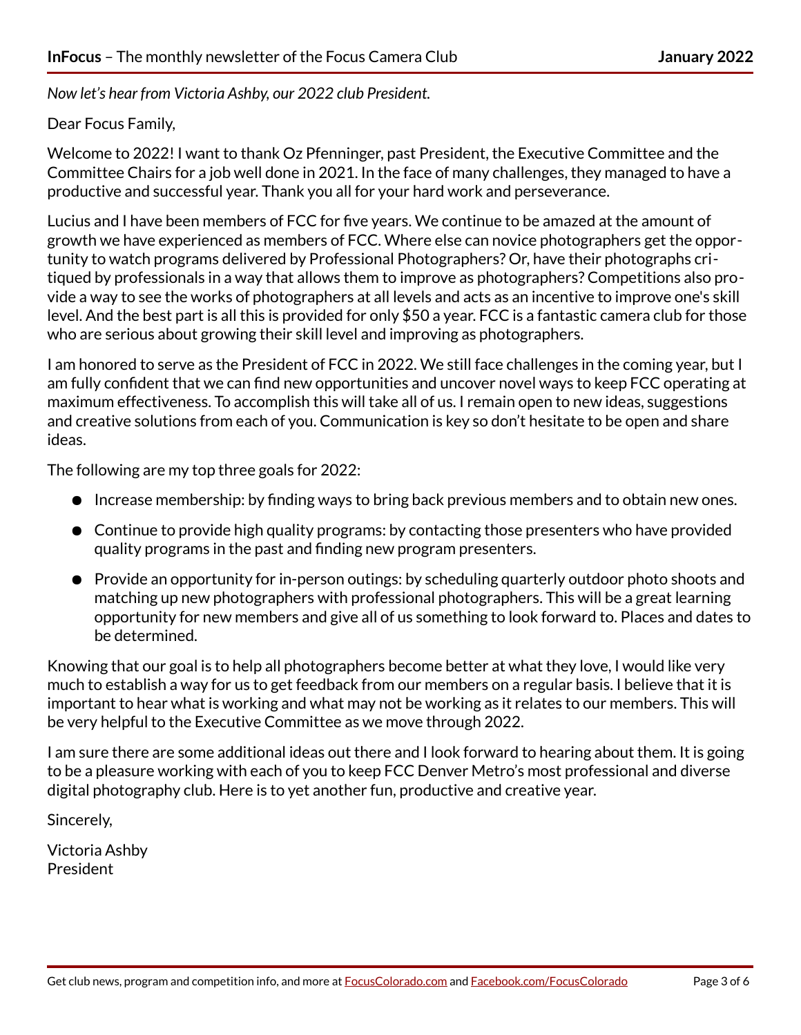*Now let's hear from Victoria Ashby, our 2022 club President.*

Dear Focus Family,

Welcome to 2022! I want to thank Oz Pfenninger, past President, the Executive Committee and the Committee Chairs for a job well done in 2021. In the face of many challenges, they managed to have a productive and successful year. Thank you all for your hard work and perseverance.

Lucius and I have been members of FCC for five years. We continue to be amazed at the amount of growth we have experienced as members of FCC. Where else can novice photographers get the opportunity to watch programs delivered by Professional Photographers? Or, have their photographs critiqued by professionals in a way that allows them to improve as photographers? Competitions also provide a way to see the works of photographers at all levels and acts as an incentive to improve one's skill level. And the best part is all this is provided for only $50 a year. FCC is a fantastic camera club for those who are serious about growing their skill level and improving as photographers.

I am honored to serve as the President of FCC in 2022. We still face challenges in the coming year, but I am fully confident that we can find new opportunities and uncover novel ways to keep FCC operating at maximum effectiveness. To accomplish this will take all of us. I remain open to new ideas, suggestions and creative solutions from each of you. Communication is key so don't hesitate to be open and share ideas.

The following are my top three goals for 2022:

- Increase membership: by finding ways to bring back previous members and to obtain new ones.
- Continue to provide high quality programs: by contacting those presenters who have provided quality programs in the past and finding new program presenters.
- Provide an opportunity for in-person outings: by scheduling quarterly outdoor photo shoots and matching up new photographers with professional photographers. This will be a great learning opportunity for new members and give all of us something to look forward to. Places and dates to be determined.

Knowing that our goal is to help all photographers become better at what they love, I would like very much to establish a way for us to get feedback from our members on a regular basis. I believe that it is important to hear what is working and what may not be working as it relates to our members. This will be very helpful to the Executive Committee as we move through 2022.

I am sure there are some additional ideas out there and I look forward to hearing about them. It is going to be a pleasure working with each of you to keep FCC Denver Metro's most professional and diverse digital photography club. Here is to yet another fun, productive and creative year.

Sincerely,

Victoria Ashby
President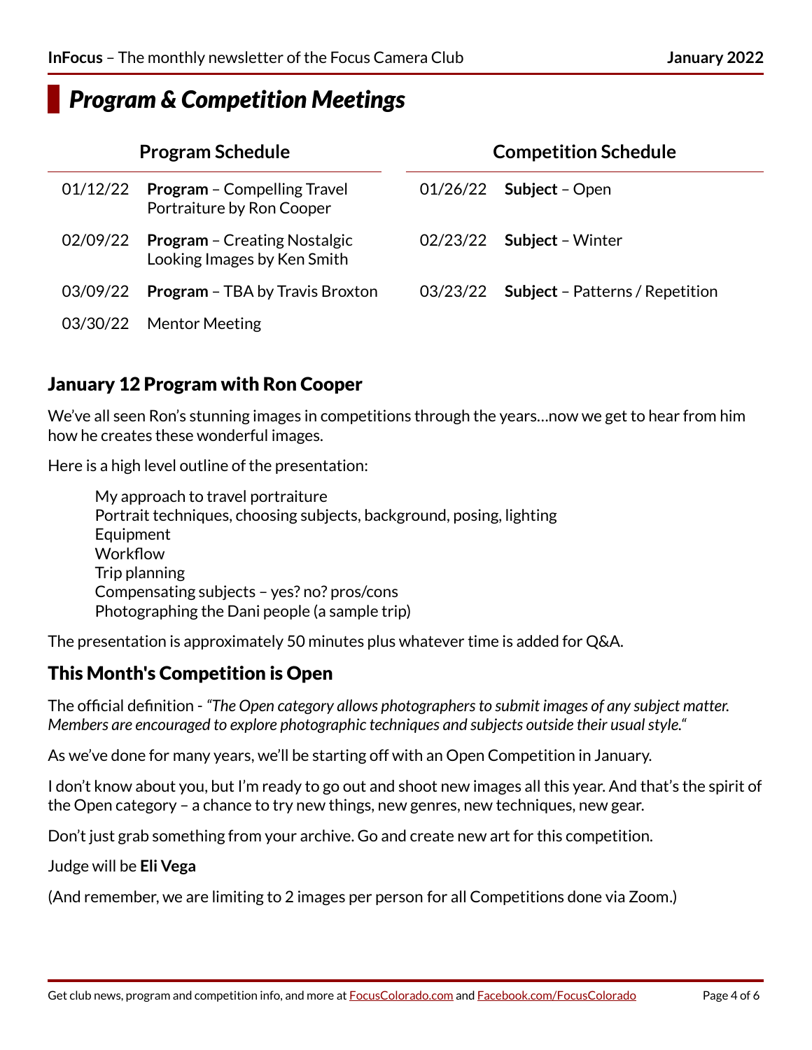# *Program & Competition Meetings*

## Program Schedule

| Date | Program |
| --- | --- |
| 01/12/22 | **Program** – Compelling Travel Portraiture by Ron Cooper |
| 02/09/22 | **Program** – Creating Nostalgic Looking Images by Ken Smith |
| 03/09/22 | **Program** – TBA by Travis Broxton |
| 03/30/22 | Mentor Meeting |

## Competition Schedule

| Date | Subject |
| --- | --- |
| 01/26/22 | **Subject** – Open |
| 02/23/22 | **Subject** – Winter |
| 03/23/22 | **Subject** – Patterns / Repetition |

## January 12 Program with Ron Cooper

We've all seen Ron's stunning images in competitions through the years…now we get to hear from him how he creates these wonderful images.

Here is a high level outline of the presentation:

- My approach to travel portraiture
- Portrait techniques, choosing subjects, background, posing, lighting
- Equipment
- Workflow
- Trip planning
- Compensating subjects – yes? no? pros/cons
- Photographing the Dani people (a sample trip)

The presentation is approximately 50 minutes plus whatever time is added for Q&A.

## This Month's Competition is Open

The official definition - *"The Open category allows photographers to submit images of any subject matter. Members are encouraged to explore photographic techniques and subjects outside their usual style."*

As we've done for many years, we'll be starting off with an Open Competition in January.

I don't know about you, but I'm ready to go out and shoot new images all this year. And that's the spirit of the Open category – a chance to try new things, new genres, new techniques, new gear.

Don't just grab something from your archive. Go and create new art for this competition.

Judge will be **Eli Vega**

(And remember, we are limiting to 2 images per person for all Competitions done via Zoom.)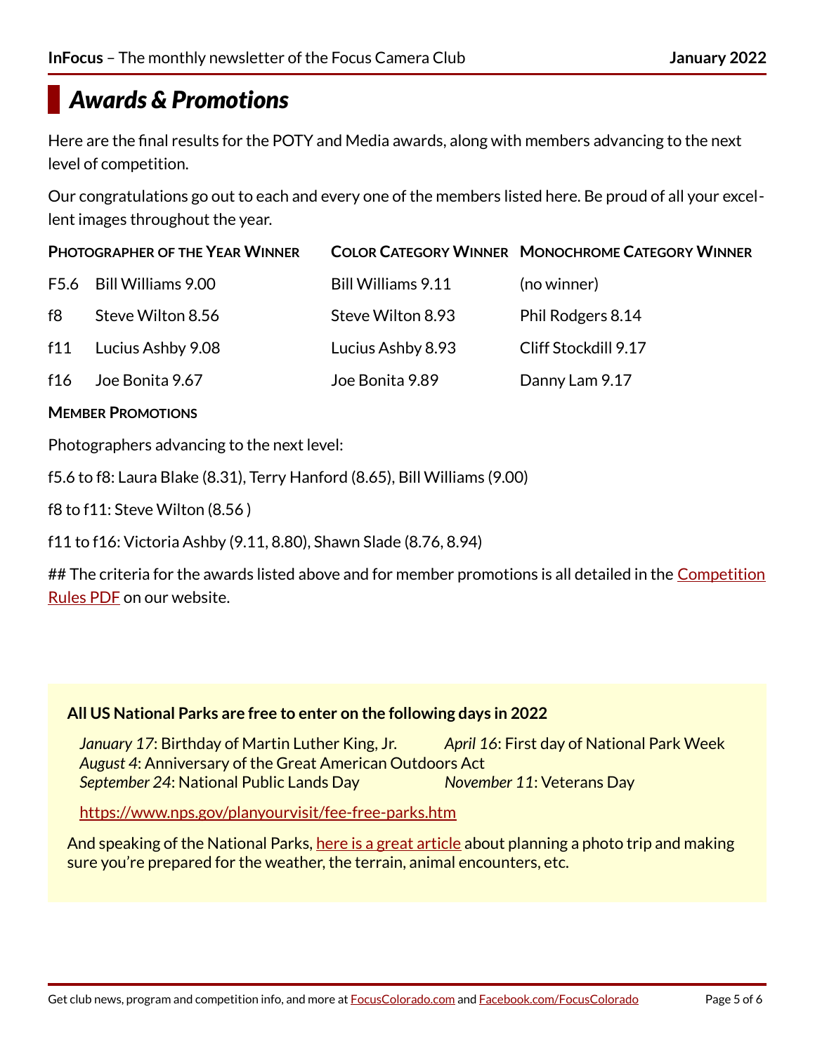# *Awards & Promotions*

Here are the final results for the POTY and Media awards, along with members advancing to the next level of competition.

Our congratulations go out to each and every one of the members listed here. Be proud of all your excellent images throughout the year.

| | Photographer of the Year Winner | Color Category Winner | Monochrome Category Winner |
|---|---|---|---|
| F5.6 | Bill Williams 9.00 | Bill Williams 9.11 | (no winner) |
| f8 | Steve Wilton 8.56 | Steve Wilton 8.93 | Phil Rodgers 8.14 |
| f11 | Lucius Ashby 9.08 | Lucius Ashby 8.93 | Cliff Stockdill 9.17 |
| f16 | Joe Bonita 9.67 | Joe Bonita 9.89 | Danny Lam 9.17 |

**Member Promotions**

Photographers advancing to the next level:

f5.6 to f8: Laura Blake (8.31), Terry Hanford (8.65), Bill Williams (9.00)

f8 to f11: Steve Wilton (8.56 )

f11 to f16: Victoria Ashby (9.11, 8.80), Shawn Slade (8.76, 8.94)

## The criteria for the awards listed above and for member promotions is all detailed in the Competition Rules PDF on our website.

**All US National Parks are free to enter on the following days in 2022**

*January 17*: Birthday of Martin Luther King, Jr.
*April 16*: First day of National Park Week
*August 4*: Anniversary of the Great American Outdoors Act
*September 24*: National Public Lands Day
*November 11*: Veterans Day

https://www.nps.gov/planyourvisit/fee-free-parks.htm

And speaking of the National Parks, here is a great article about planning a photo trip and making sure you're prepared for the weather, the terrain, animal encounters, etc.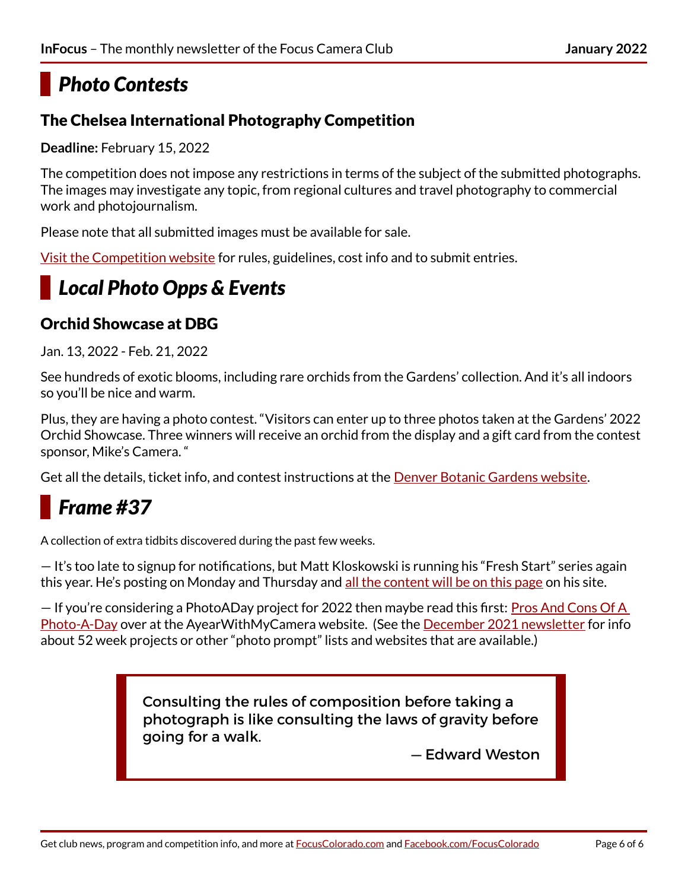# *Photo Contests*

## The Chelsea International Photography Competition

**Deadline:** February 15, 2022

The competition does not impose any restrictions in terms of the subject of the submitted photographs. The images may investigate any topic, from regional cultures and travel photography to commercial work and photojournalism.

Please note that all submitted images must be available for sale.

Visit the Competition website for rules, guidelines, cost info and to submit entries.

# *Local Photo Opps & Events*

## Orchid Showcase at DBG

Jan. 13, 2022 - Feb. 21, 2022

See hundreds of exotic blooms, including rare orchids from the Gardens' collection. And it's all indoors so you'll be nice and warm.

Plus, they are having a photo contest. "Visitors can enter up to three photos taken at the Gardens' 2022 Orchid Showcase. Three winners will receive an orchid from the display and a gift card from the contest sponsor, Mike's Camera. "

Get all the details, ticket info, and contest instructions at the Denver Botanic Gardens website.

# *Frame #37*

A collection of extra tidbits discovered during the past few weeks.

— It's too late to signup for notifications, but Matt Kloskowski is running his "Fresh Start" series again this year. He's posting on Monday and Thursday and all the content will be on this page on his site.

— If you're considering a PhotoADay project for 2022 then maybe read this first: Pros And Cons Of A Photo-A-Day over at the AyearWithMyCamera website. (See the December 2021 newsletter for info about 52 week projects or other "photo prompt" lists and websites that are available.)

> Consulting the rules of composition before taking a photograph is like consulting the laws of gravity before going for a walk.
>
> — Edward Weston

Get club news, program and competition info, and more at FocusColorado.com and Facebook.com/FocusColorado